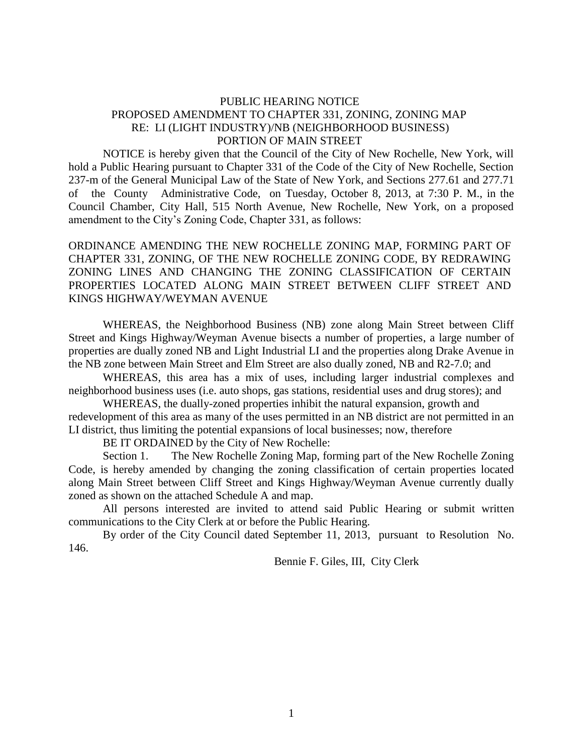# PUBLIC HEARING NOTICE
## PROPOSED AMENDMENT TO CHAPTER 331, ZONING, ZONING MAP
## RE: LI (LIGHT INDUSTRY)/NB (NEIGHBORHOOD BUSINESS)
## PORTION OF MAIN STREET

NOTICE is hereby given that the Council of the City of New Rochelle, New York, will hold a Public Hearing pursuant to Chapter 331 of the Code of the City of New Rochelle, Section 237-m of the General Municipal Law of the State of New York, and Sections 277.61 and 277.71 of the County Administrative Code, on Tuesday, October 8, 2013, at 7:30 P. M., in the Council Chamber, City Hall, 515 North Avenue, New Rochelle, New York, on a proposed amendment to the City's Zoning Code, Chapter 331, as follows:

ORDINANCE AMENDING THE NEW ROCHELLE ZONING MAP, FORMING PART OF CHAPTER 331, ZONING, OF THE NEW ROCHELLE ZONING CODE, BY REDRAWING ZONING LINES AND CHANGING THE ZONING CLASSIFICATION OF CERTAIN PROPERTIES LOCATED ALONG MAIN STREET BETWEEN CLIFF STREET AND KINGS HIGHWAY/WEYMAN AVENUE

WHEREAS, the Neighborhood Business (NB) zone along Main Street between Cliff Street and Kings Highway/Weyman Avenue bisects a number of properties, a large number of properties are dually zoned NB and Light Industrial LI and the properties along Drake Avenue in the NB zone between Main Street and Elm Street are also dually zoned, NB and R2-7.0; and

WHEREAS, this area has a mix of uses, including larger industrial complexes and neighborhood business uses (i.e. auto shops, gas stations, residential uses and drug stores); and

WHEREAS, the dually-zoned properties inhibit the natural expansion, growth and redevelopment of this area as many of the uses permitted in an NB district are not permitted in an LI district, thus limiting the potential expansions of local businesses; now, therefore

BE IT ORDAINED by the City of New Rochelle:

Section 1. The New Rochelle Zoning Map, forming part of the New Rochelle Zoning Code, is hereby amended by changing the zoning classification of certain properties located along Main Street between Cliff Street and Kings Highway/Weyman Avenue currently dually zoned as shown on the attached Schedule A and map.

All persons interested are invited to attend said Public Hearing or submit written communications to the City Clerk at or before the Public Hearing.

By order of the City Council dated September 11, 2013, pursuant to Resolution No. 146.

Bennie F. Giles, III, City Clerk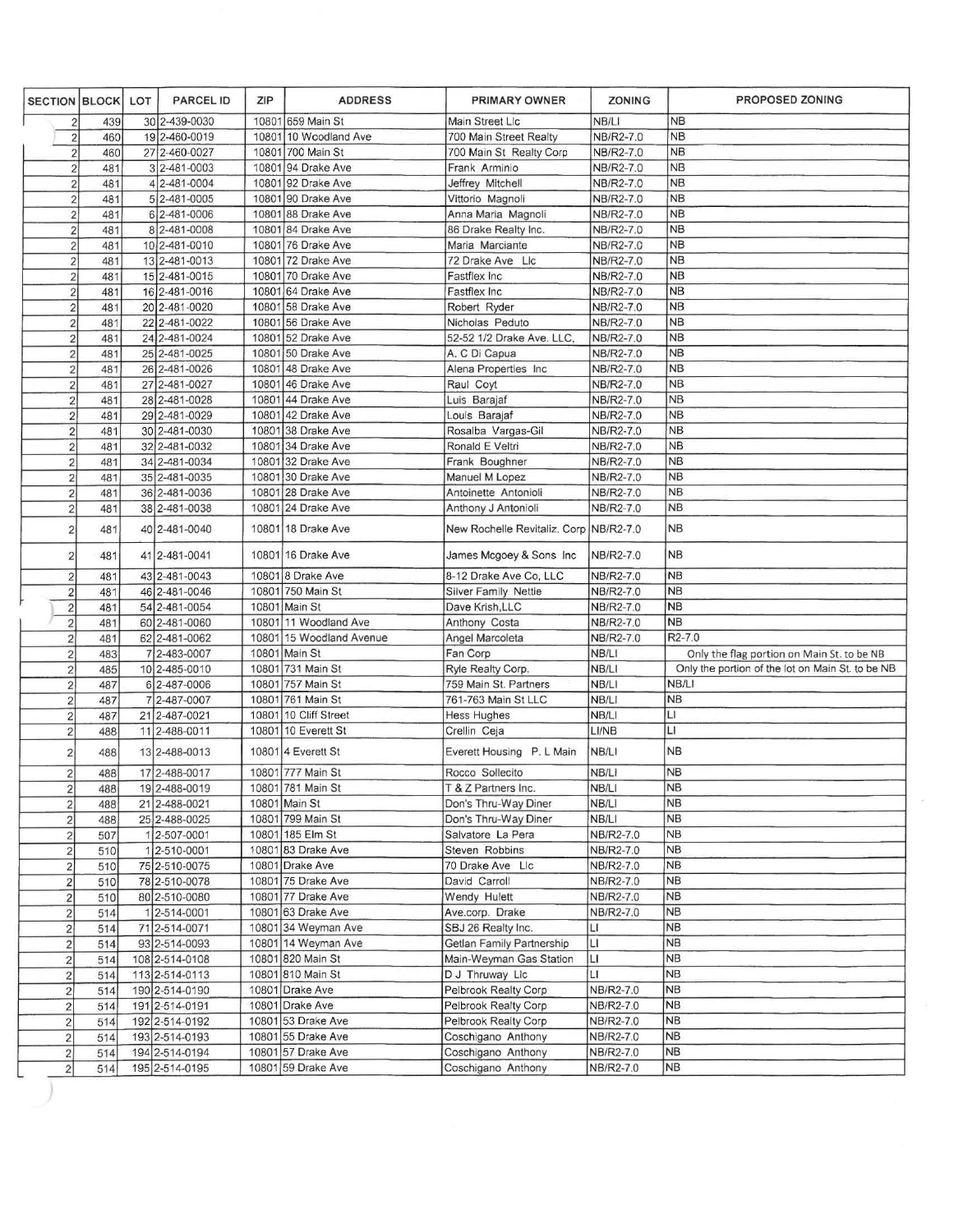| SECTION | BLOCK | LOT | PARCEL ID | ZIP | ADDRESS | PRIMARY OWNER | ZONING | PROPOSED ZONING |
|---|---|---|---|---|---|---|---|---|
| 2 | 439 | 30 | 2-439-0030 | 10801 | 659 Main St | Main Street Llc | NB/LI | NB |
| 2 | 460 | 19 | 2-460-0019 | 10801 | 10 Woodland Ave | 700 Main Street Realty | NB/R2-7.0 | NB |
| 2 | 460 | 27 | 2-460-0027 | 10801 | 700 Main St | 700 Main St Realty Corp | NB/R2-7.0 | NB |
| 2 | 481 | 3 | 2-481-0003 | 10801 | 94 Drake Ave | Frank Arminio | NB/R2-7.0 | NB |
| 2 | 481 | 4 | 2-481-0004 | 10801 | 92 Drake Ave | Jeffrey Mitchell | NB/R2-7.0 | NB |
| 2 | 481 | 5 | 2-481-0005 | 10801 | 90 Drake Ave | Vittorio Magnoli | NB/R2-7.0 | NB |
| 2 | 481 | 6 | 2-481-0006 | 10801 | 88 Drake Ave | Anna Maria Magnoli | NB/R2-7.0 | NB |
| 2 | 481 | 8 | 2-481-0008 | 10801 | 84 Drake Ave | 86 Drake Realty Inc. | NB/R2-7.0 | NB |
| 2 | 481 | 10 | 2-481-0010 | 10801 | 76 Drake Ave | Maria Marciante | NB/R2-7.0 | NB |
| 2 | 481 | 13 | 2-481-0013 | 10801 | 72 Drake Ave | 72 Drake Ave Llc | NB/R2-7.0 | NB |
| 2 | 481 | 15 | 2-481-0015 | 10801 | 70 Drake Ave | Fastflex Inc | NB/R2-7.0 | NB |
| 2 | 481 | 16 | 2-481-0016 | 10801 | 64 Drake Ave | Fastflex Inc | NB/R2-7.0 | NB |
| 2 | 481 | 20 | 2-481-0020 | 10801 | 58 Drake Ave | Robert Ryder | NB/R2-7.0 | NB |
| 2 | 481 | 22 | 2-481-0022 | 10801 | 56 Drake Ave | Nicholas Peduto | NB/R2-7.0 | NB |
| 2 | 481 | 24 | 2-481-0024 | 10801 | 52 Drake Ave | 52-52 1/2 Drake Ave. LLC, | NB/R2-7.0 | NB |
| 2 | 481 | 25 | 2-481-0025 | 10801 | 50 Drake Ave | A. C Di Capua | NB/R2-7.0 | NB |
| 2 | 481 | 26 | 2-481-0026 | 10801 | 48 Drake Ave | Alena Properties Inc | NB/R2-7.0 | NB |
| 2 | 481 | 27 | 2-481-0027 | 10801 | 46 Drake Ave | Raul Coyt | NB/R2-7.0 | NB |
| 2 | 481 | 28 | 2-481-0028 | 10801 | 44 Drake Ave | Luis Barajaf | NB/R2-7.0 | NB |
| 2 | 481 | 29 | 2-481-0029 | 10801 | 42 Drake Ave | Louis Barajaf | NB/R2-7.0 | NB |
| 2 | 481 | 30 | 2-481-0030 | 10801 | 38 Drake Ave | Rosalba Vargas-Gil | NB/R2-7.0 | NB |
| 2 | 481 | 32 | 2-481-0032 | 10801 | 34 Drake Ave | Ronald E Veltri | NB/R2-7.0 | NB |
| 2 | 481 | 34 | 2-481-0034 | 10801 | 32 Drake Ave | Frank Boughner | NB/R2-7.0 | NB |
| 2 | 481 | 35 | 2-481-0035 | 10801 | 30 Drake Ave | Manuel M Lopez | NB/R2-7.0 | NB |
| 2 | 481 | 36 | 2-481-0036 | 10801 | 28 Drake Ave | Antoinette Antonioli | NB/R2-7.0 | NB |
| 2 | 481 | 38 | 2-481-0038 | 10801 | 24 Drake Ave | Anthony J Antonioli | NB/R2-7.0 | NB |
| 2 | 481 | 40 | 2-481-0040 | 10801 | 18 Drake Ave | New Rochelle Revitaliz. Corp | NB/R2-7.0 | NB |
| 2 | 481 | 41 | 2-481-0041 | 10801 | 16 Drake Ave | James Mcgoey & Sons Inc | NB/R2-7.0 | NB |
| 2 | 481 | 43 | 2-481-0043 | 10801 | 8 Drake Ave | 8-12 Drake Ave Co, LLC | NB/R2-7.0 | NB |
| 2 | 481 | 46 | 2-481-0046 | 10801 | 750 Main St | Silver Family Nettie | NB/R2-7.0 | NB |
| 2 | 481 | 54 | 2-481-0054 | 10801 | Main St | Dave Krish,LLC | NB/R2-7.0 | NB |
| 2 | 481 | 60 | 2-481-0060 | 10801 | 11 Woodland Ave | Anthony Costa | NB/R2-7.0 | NB |
| 2 | 481 | 62 | 2-481-0062 | 10801 | 15 Woodland Avenue | Angel Marcoleta | NB/R2-7.0 | R2-7.0 |
| 2 | 483 | 7 | 2-483-0007 | 10801 | Main St | Fan Corp | NB/LI | Only the flag portion on Main St. to be NB |
| 2 | 485 | 10 | 2-485-0010 | 10801 | 731 Main St | Ryle Realty Corp. | NB/LI | Only the portion of the lot on Main St. to be NB |
| 2 | 487 | 6 | 2-487-0006 | 10801 | 757 Main St | 759 Main St. Partners | NB/LI | NB/LI |
| 2 | 487 | 7 | 2-487-0007 | 10801 | 761 Main St | 761-763 Main St LLC | NB/LI | NB |
| 2 | 487 | 21 | 2-487-0021 | 10801 | 10 Cliff Street | Hess Hughes | NB/LI | LI |
| 2 | 488 | 11 | 2-488-0011 | 10801 | 10 Everett St | Crellin Ceja | LI/NB | LI |
| 2 | 488 | 13 | 2-488-0013 | 10801 | 4 Everett St | Everett Housing P. L Main | NB/LI | NB |
| 2 | 488 | 17 | 2-488-0017 | 10801 | 777 Main St | Rocco Sollecito | NB/LI | NB |
| 2 | 488 | 19 | 2-488-0019 | 10801 | 781 Main St | T & Z Partners Inc. | NB/LI | NB |
| 2 | 488 | 21 | 2-488-0021 | 10801 | Main St | Don's Thru-Way Diner | NB/LI | NB |
| 2 | 488 | 25 | 2-488-0025 | 10801 | 799 Main St | Don's Thru-Way Diner | NB/LI | NB |
| 2 | 507 | 1 | 2-507-0001 | 10801 | 185 Elm St | Salvatore La Pera | NB/R2-7.0 | NB |
| 2 | 510 | 1 | 2-510-0001 | 10801 | 83 Drake Ave | Steven Robbins | NB/R2-7.0 | NB |
| 2 | 510 | 75 | 2-510-0075 | 10801 | Drake Ave | 70 Drake Ave Llc | NB/R2-7.0 | NB |
| 2 | 510 | 78 | 2-510-0078 | 10801 | 75 Drake Ave | David Carroll | NB/R2-7.0 | NB |
| 2 | 510 | 80 | 2-510-0080 | 10801 | 77 Drake Ave | Wendy Hulett | NB/R2-7.0 | NB |
| 2 | 514 | 1 | 2-514-0001 | 10801 | 63 Drake Ave | Ave.corp. Drake | NB/R2-7.0 | NB |
| 2 | 514 | 71 | 2-514-0071 | 10801 | 34 Weyman Ave | SBJ 26 Realty Inc. | LI | NB |
| 2 | 514 | 93 | 2-514-0093 | 10801 | 14 Weyman Ave | Getlan Family Partnership | LI | NB |
| 2 | 514 | 108 | 2-514-0108 | 10801 | 820 Main St | Main-Weyman Gas Station | LI | NB |
| 2 | 514 | 113 | 2-514-0113 | 10801 | 810 Main St | D J Thruway Llc | LI | NB |
| 2 | 514 | 190 | 2-514-0190 | 10801 | Drake Ave | Pelbrook Realty Corp | NB/R2-7.0 | NB |
| 2 | 514 | 191 | 2-514-0191 | 10801 | Drake Ave | Pelbrook Realty Corp | NB/R2-7.0 | NB |
| 2 | 514 | 192 | 2-514-0192 | 10801 | 53 Drake Ave | Pelbrook Realty Corp | NB/R2-7.0 | NB |
| 2 | 514 | 193 | 2-514-0193 | 10801 | 55 Drake Ave | Coschigano Anthony | NB/R2-7.0 | NB |
| 2 | 514 | 194 | 2-514-0194 | 10801 | 57 Drake Ave | Coschigano Anthony | NB/R2-7.0 | NB |
| 2 | 514 | 195 | 2-514-0195 | 10801 | 59 Drake Ave | Coschigano Anthony | NB/R2-7.0 | NB |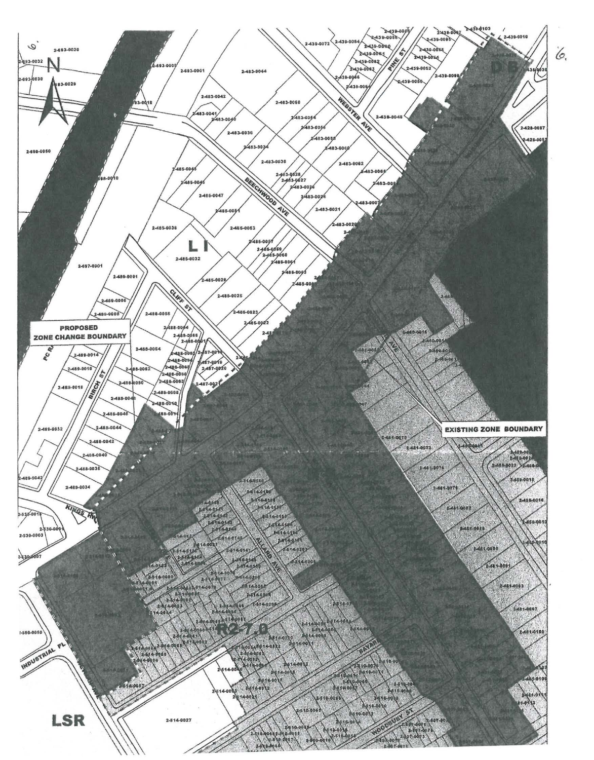N

PROPOSED ZONE CHANGE BOUNDARY

EXISTING ZONE BOUNDARY

L I

D B

R2-7.0

LSR

BEECHWOOD AVE

WEBSTER AVE

PINE ST

CLIFF ST

BIRCH ST

KINGS HWY

INDUSTRIAL PL

ALLARD AVE

WOODBURY ST